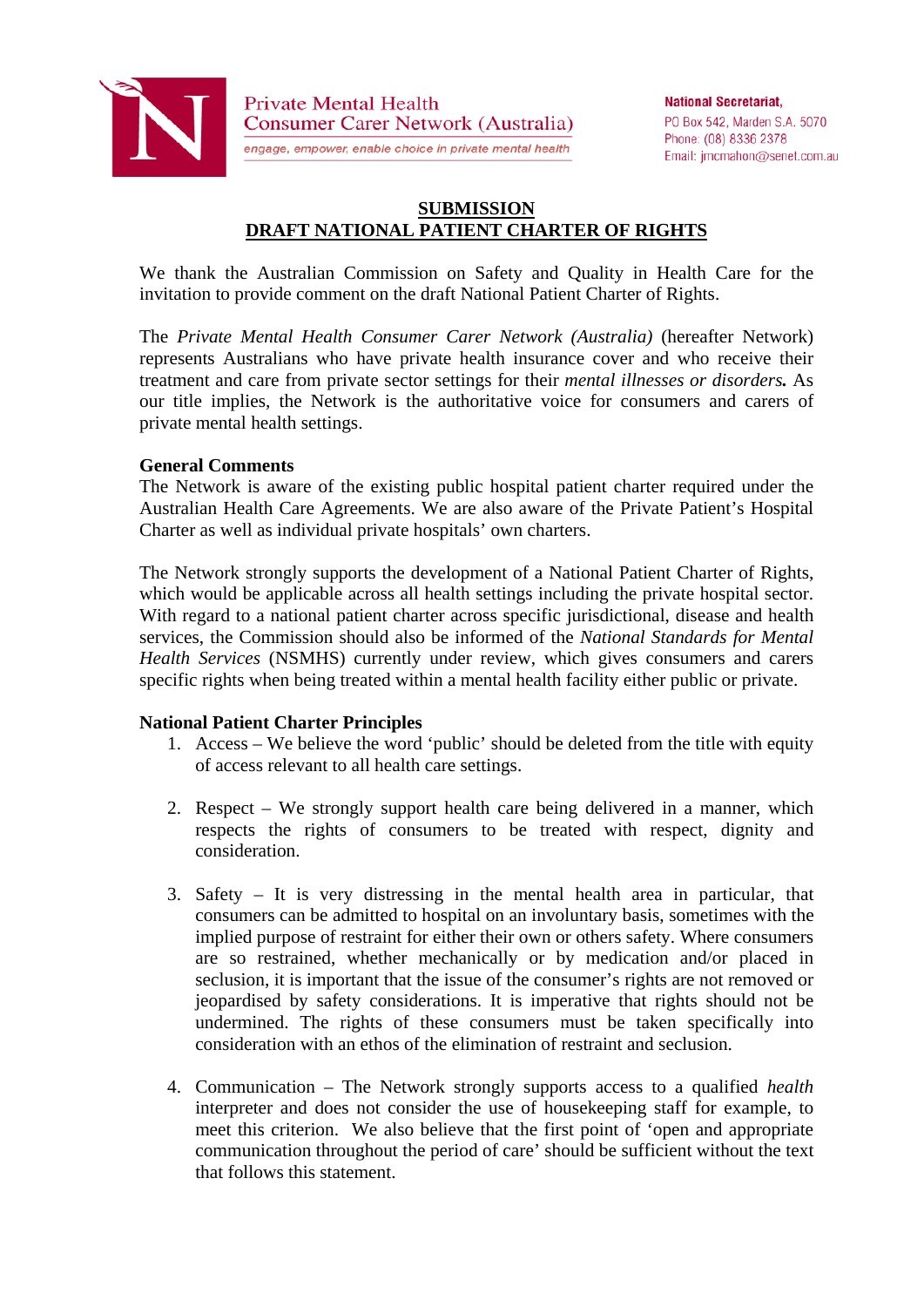Private Mental Health
Consumer Carer Network (Australia)
engage, empower, enable choice in private mental health

**National Secretariat,**
PO Box 542, Marden S.A. 5070
Phone: (08) 8336 2378
Email: jmcmahon@senet.com.au

# SUBMISSION
# DRAFT NATIONAL PATIENT CHARTER OF RIGHTS

We thank the Australian Commission on Safety and Quality in Health Care for the invitation to provide comment on the draft National Patient Charter of Rights.

The *Private Mental Health Consumer Carer Network (Australia)* (hereafter Network) represents Australians who have private health insurance cover and who receive their treatment and care from private sector settings for their *mental illnesses or disorders.* As our title implies, the Network is the authoritative voice for consumers and carers of private mental health settings.

**General Comments**
The Network is aware of the existing public hospital patient charter required under the Australian Health Care Agreements. We are also aware of the Private Patient's Hospital Charter as well as individual private hospitals' own charters.

The Network strongly supports the development of a National Patient Charter of Rights, which would be applicable across all health settings including the private hospital sector. With regard to a national patient charter across specific jurisdictional, disease and health services, the Commission should also be informed of the *National Standards for Mental Health Services* (NSMHS) currently under review, which gives consumers and carers specific rights when being treated within a mental health facility either public or private.

**National Patient Charter Principles**

1. Access – We believe the word 'public' should be deleted from the title with equity of access relevant to all health care settings.

2. Respect – We strongly support health care being delivered in a manner, which respects the rights of consumers to be treated with respect, dignity and consideration.

3. Safety – It is very distressing in the mental health area in particular, that consumers can be admitted to hospital on an involuntary basis, sometimes with the implied purpose of restraint for either their own or others safety. Where consumers are so restrained, whether mechanically or by medication and/or placed in seclusion, it is important that the issue of the consumer's rights are not removed or jeopardised by safety considerations. It is imperative that rights should not be undermined. The rights of these consumers must be taken specifically into consideration with an ethos of the elimination of restraint and seclusion.

4. Communication – The Network strongly supports access to a qualified *health* interpreter and does not consider the use of housekeeping staff for example, to meet this criterion. We also believe that the first point of 'open and appropriate communication throughout the period of care' should be sufficient without the text that follows this statement.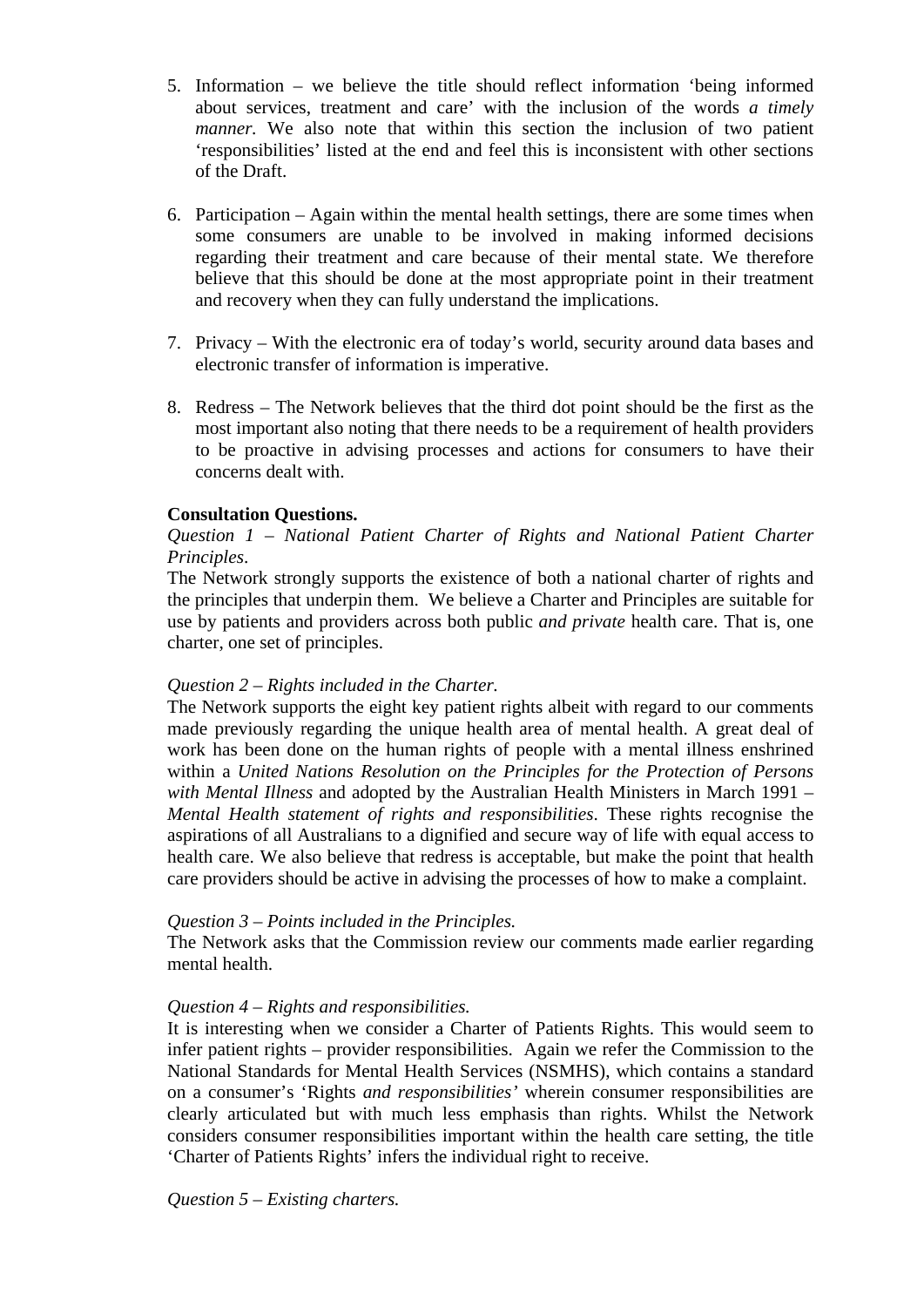5. Information – we believe the title should reflect information 'being informed about services, treatment and care' with the inclusion of the words *a timely manner*. We also note that within this section the inclusion of two patient 'responsibilities' listed at the end and feel this is inconsistent with other sections of the Draft.

6. Participation – Again within the mental health settings, there are some times when some consumers are unable to be involved in making informed decisions regarding their treatment and care because of their mental state. We therefore believe that this should be done at the most appropriate point in their treatment and recovery when they can fully understand the implications.

7. Privacy – With the electronic era of today's world, security around data bases and electronic transfer of information is imperative.

8. Redress – The Network believes that the third dot point should be the first as the most important also noting that there needs to be a requirement of health providers to be proactive in advising processes and actions for consumers to have their concerns dealt with.

**Consultation Questions.**

*Question 1 – National Patient Charter of Rights and National Patient Charter Principles*.

The Network strongly supports the existence of both a national charter of rights and the principles that underpin them. We believe a Charter and Principles are suitable for use by patients and providers across both public *and private* health care. That is, one charter, one set of principles.

*Question 2 – Rights included in the Charter.*

The Network supports the eight key patient rights albeit with regard to our comments made previously regarding the unique health area of mental health. A great deal of work has been done on the human rights of people with a mental illness enshrined within a *United Nations Resolution on the Principles for the Protection of Persons with Mental Illness* and adopted by the Australian Health Ministers in March 1991 – *Mental Health statement of rights and responsibilities*. These rights recognise the aspirations of all Australians to a dignified and secure way of life with equal access to health care. We also believe that redress is acceptable, but make the point that health care providers should be active in advising the processes of how to make a complaint.

*Question 3 – Points included in the Principles.*

The Network asks that the Commission review our comments made earlier regarding mental health.

*Question 4 – Rights and responsibilities.*

It is interesting when we consider a Charter of Patients Rights. This would seem to infer patient rights – provider responsibilities. Again we refer the Commission to the National Standards for Mental Health Services (NSMHS), which contains a standard on a consumer's 'Rights *and responsibilities'* wherein consumer responsibilities are clearly articulated but with much less emphasis than rights. Whilst the Network considers consumer responsibilities important within the health care setting, the title 'Charter of Patients Rights' infers the individual right to receive.

*Question 5 – Existing charters.*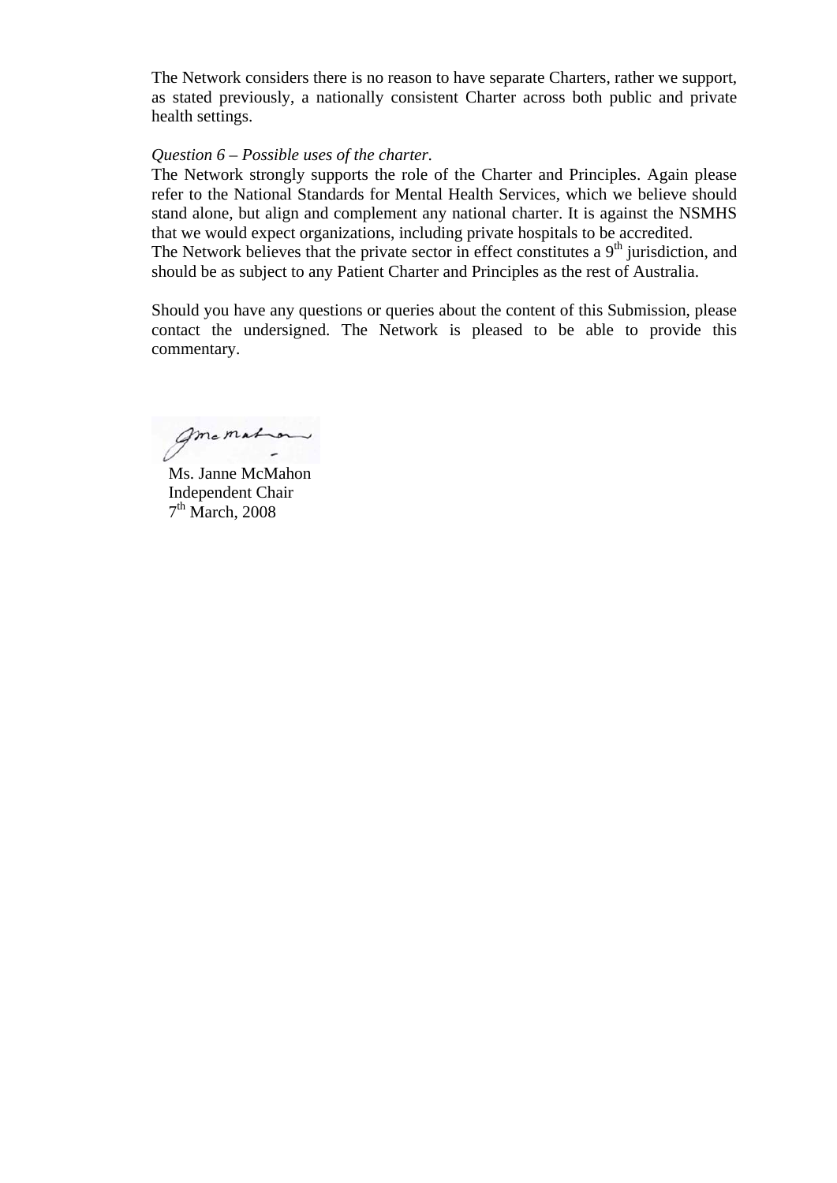The Network considers there is no reason to have separate Charters, rather we support, as stated previously, a nationally consistent Charter across both public and private health settings.

*Question 6 – Possible uses of the charter.*

The Network strongly supports the role of the Charter and Principles. Again please refer to the National Standards for Mental Health Services, which we believe should stand alone, but align and complement any national charter. It is against the NSMHS that we would expect organizations, including private hospitals to be accredited.

The Network believes that the private sector in effect constitutes a 9th jurisdiction, and should be as subject to any Patient Charter and Principles as the rest of Australia.

Should you have any questions or queries about the content of this Submission, please contact the undersigned. The Network is pleased to be able to provide this commentary.

Ms. Janne McMahon
Independent Chair
7th March, 2008